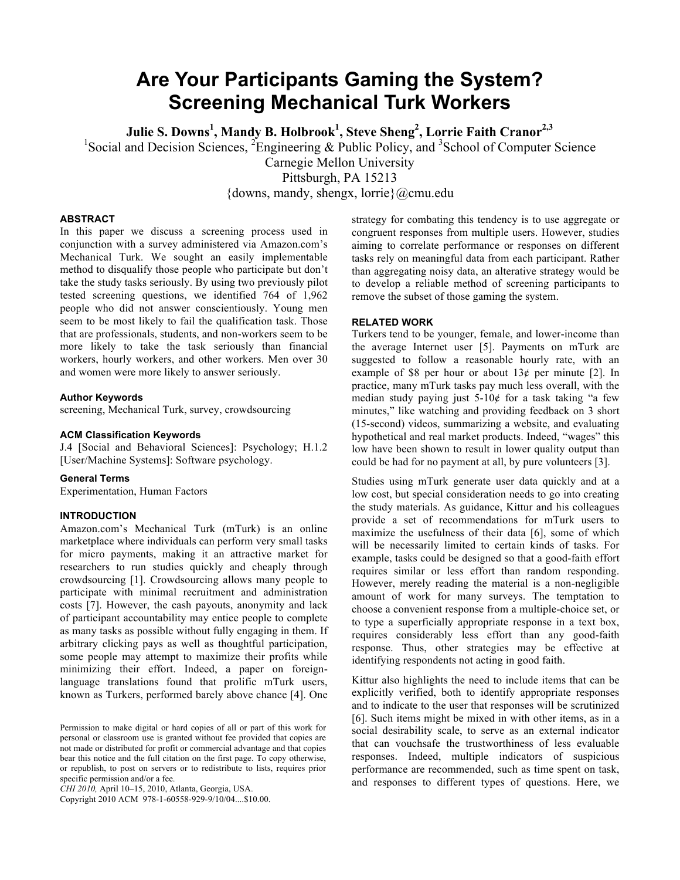# Are Your Participants Gaming the System? Screening Mechanical Turk Workers

**Julie S. Downs[1], Mandy B. Holbrook[1], Steve Sheng[2], Lorrie Faith Cranor[2,3]**

[1]Social and Decision Sciences, [2]Engineering & Public Policy, and [3]School of Computer Science
Carnegie Mellon University
Pittsburgh, PA 15213
{downs, mandy, shengx, lorrie}@cmu.edu

## ABSTRACT

In this paper we discuss a screening process used in conjunction with a survey administered via Amazon.com's Mechanical Turk. We sought an easily implementable method to disqualify those people who participate but don't take the study tasks seriously. By using two previously pilot tested screening questions, we identified 764 of 1,962 people who did not answer conscientiously. Young men seem to be most likely to fail the qualification task. Those that are professionals, students, and non-workers seem to be more likely to take the task seriously than financial workers, hourly workers, and other workers. Men over 30 and women were more likely to answer seriously.

### Author Keywords

screening, Mechanical Turk, survey, crowdsourcing

### ACM Classification Keywords

J.4 [Social and Behavioral Sciences]: Psychology; H.1.2 [User/Machine Systems]: Software psychology.

### General Terms

Experimentation, Human Factors

## INTRODUCTION

Amazon.com's Mechanical Turk (mTurk) is an online marketplace where individuals can perform very small tasks for micro payments, making it an attractive market for researchers to run studies quickly and cheaply through crowdsourcing [1]. Crowdsourcing allows many people to participate with minimal recruitment and administration costs [7]. However, the cash payouts, anonymity and lack of participant accountability may entice people to complete as many tasks as possible without fully engaging in them. If arbitrary clicking pays as well as thoughtful participation, some people may attempt to maximize their profits while minimizing their effort. Indeed, a paper on foreign-language translations found that prolific mTurk users, known as Turkers, performed barely above chance [4]. One strategy for combating this tendency is to use aggregate or congruent responses from multiple users. However, studies aiming to correlate performance or responses on different tasks rely on meaningful data from each participant. Rather than aggregating noisy data, an alterative strategy would be to develop a reliable method of screening participants to remove the subset of those gaming the system.

## RELATED WORK

Turkers tend to be younger, female, and lower-income than the average Internet user [5]. Payments on mTurk are suggested to follow a reasonable hourly rate, with an example of $8 per hour or about 13¢ per minute [2]. In practice, many mTurk tasks pay much less overall, with the median study paying just 5-10¢ for a task taking "a few minutes," like watching and providing feedback on 3 short (15-second) videos, summarizing a website, and evaluating hypothetical and real market products. Indeed, "wages" this low have been shown to result in lower quality output than could be had for no payment at all, by pure volunteers [3].

Studies using mTurk generate user data quickly and at a low cost, but special consideration needs to go into creating the study materials. As guidance, Kittur and his colleagues provide a set of recommendations for mTurk users to maximize the usefulness of their data [6], some of which will be necessarily limited to certain kinds of tasks. For example, tasks could be designed so that a good-faith effort requires similar or less effort than random responding. However, merely reading the material is a non-negligible amount of work for many surveys. The temptation to choose a convenient response from a multiple-choice set, or to type a superficially appropriate response in a text box, requires considerably less effort than any good-faith response. Thus, other strategies may be effective at identifying respondents not acting in good faith.

Kittur also highlights the need to include items that can be explicitly verified, both to identify appropriate responses and to indicate to the user that responses will be scrutinized [6]. Such items might be mixed in with other items, as in a social desirability scale, to serve as an external indicator that can vouchsafe the trustworthiness of less evaluable responses. Indeed, multiple indicators of suspicious performance are recommended, such as time spent on task, and responses to different types of questions. Here, we

Permission to make digital or hard copies of all or part of this work for personal or classroom use is granted without fee provided that copies are not made or distributed for profit or commercial advantage and that copies bear this notice and the full citation on the first page. To copy otherwise, or republish, to post on servers or to redistribute to lists, requires prior specific permission and/or a fee.
*CHI 2010,* April 10–15, 2010, Atlanta, Georgia, USA.
Copyright 2010 ACM 978-1-60558-929-9/10/04....$10.00.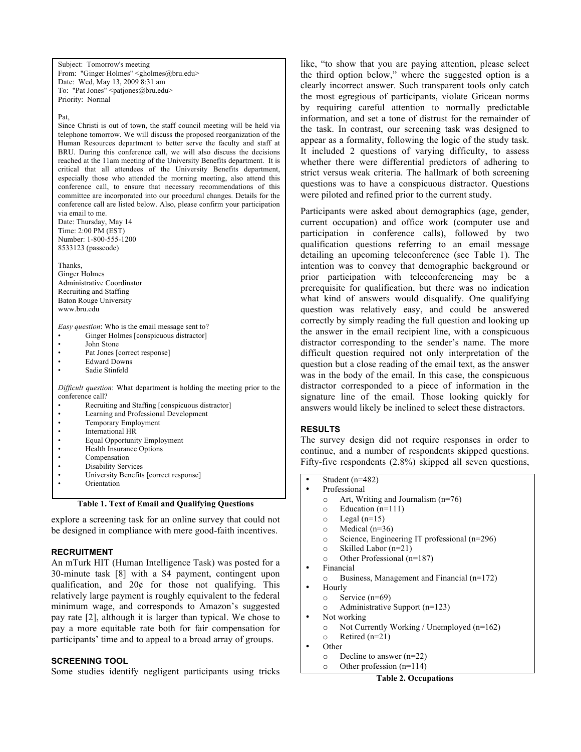Subject: Tomorrow's meeting
From: "Ginger Holmes" <gholmes@bru.edu>
Date: Wed, May 13, 2009 8:31 am
To: "Pat Jones" <patjones@bru.edu>
Priority: Normal

Pat,
Since Christi is out of town, the staff council meeting will be held via telephone tomorrow. We will discuss the proposed reorganization of the Human Resources department to better serve the faculty and staff at BRU. During this conference call, we will also discuss the decisions reached at the 11am meeting of the University Benefits department. It is critical that all attendees of the University Benefits department, especially those who attended the morning meeting, also attend this conference call, to ensure that necessary recommendations of this committee are incorporated into our procedural changes. Details for the conference call are listed below. Also, please confirm your participation via email to me.
Date: Thursday, May 14
Time: 2:00 PM (EST)
Number: 1-800-555-1200
8533123 (passcode)

Thanks,
Ginger Holmes
Administrative Coordinator
Recruiting and Staffing
Baton Rouge University
www.bru.edu

*Easy question*: Who is the email message sent to?

- Ginger Holmes [conspicuous distractor]
- John Stone
- Pat Jones [correct response]
- Edward Downs
- Sadie Stinfeld

*Difficult question*: What department is holding the meeting prior to the conference call?

- Recruiting and Staffing [conspicuous distractor]
- Learning and Professional Development
- Temporary Employment
- International HR
- Equal Opportunity Employment
- Health Insurance Options
- Compensation
- Disability Services
- University Benefits [correct response]
- Orientation

**Table 1. Text of Email and Qualifying Questions**

explore a screening task for an online survey that could not be designed in compliance with mere good-faith incentives.

## RECRUITMENT

An mTurk HIT (Human Intelligence Task) was posted for a 30-minute task [8] with a $4 payment, contingent upon qualification, and 20¢ for those not qualifying. This relatively large payment is roughly equivalent to the federal minimum wage, and corresponds to Amazon's suggested pay rate [2], although it is larger than typical. We chose to pay a more equitable rate both for fair compensation for participants' time and to appeal to a broad array of groups.

## SCREENING TOOL

Some studies identify negligent participants using tricks like, "to show that you are paying attention, please select the third option below," where the suggested option is a clearly incorrect answer. Such transparent tools only catch the most egregious of participants, violate Gricean norms by requiring careful attention to normally predictable information, and set a tone of distrust for the remainder of the task. In contrast, our screening task was designed to appear as a formality, following the logic of the study task. It included 2 questions of varying difficulty, to assess whether there were differential predictors of adhering to strict versus weak criteria. The hallmark of both screening questions was to have a conspicuous distractor. Questions were piloted and refined prior to the current study.

Participants were asked about demographics (age, gender, current occupation) and office work (computer use and participation in conference calls), followed by two qualification questions referring to an email message detailing an upcoming teleconference (see Table 1). The intention was to convey that demographic background or prior participation with teleconferencing may be a prerequisite for qualification, but there was no indication what kind of answers would disqualify. One qualifying question was relatively easy, and could be answered correctly by simply reading the full question and looking up the answer in the email recipient line, with a conspicuous distractor corresponding to the sender's name. The more difficult question required not only interpretation of the question but a close reading of the email text, as the answer was in the body of the email. In this case, the conspicuous distractor corresponded to a piece of information in the signature line of the email. Those looking quickly for answers would likely be inclined to select these distractors.

## RESULTS

The survey design did not require responses in order to continue, and a number of respondents skipped questions. Fifty-five respondents (2.8%) skipped all seven questions,

- Student (n=482)
- Professional
  - Art, Writing and Journalism (n=76)
  - Education (n=111)
  - Legal (n=15)
  - Medical (n=36)
  - Science, Engineering IT professional (n=296)
  - Skilled Labor (n=21)
  - Other Professional (n=187)
- Financial
  - Business, Management and Financial (n=172)
- Hourly
  - Service (n=69)
  - Administrative Support (n=123)
- Not working
  - Not Currently Working / Unemployed (n=162)
  - Retired (n=21)
- Other
  - Decline to answer (n=22)
  - Other profession (n=114)

**Table 2. Occupations**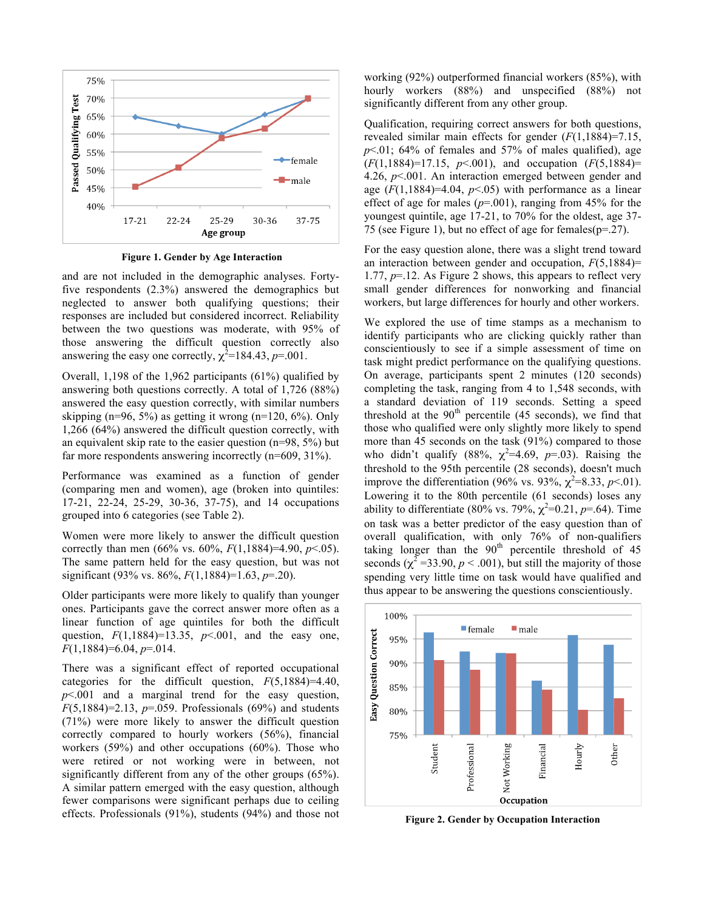Figure 1. Gender by Age Interaction

and are not included in the demographic analyses. Forty-five respondents (2.3%) answered the demographics but neglected to answer both qualifying questions; their responses are included but considered incorrect. Reliability between the two questions was moderate, with 95% of those answering the difficult question correctly also answering the easy one correctly, $\chi^2$=184.43, *p*=.001.

Overall, 1,198 of the 1,962 participants (61%) qualified by answering both questions correctly. A total of 1,726 (88%) answered the easy question correctly, with similar numbers skipping (n=96, 5%) as getting it wrong (n=120, 6%). Only 1,266 (64%) answered the difficult question correctly, with an equivalent skip rate to the easier question (n=98, 5%) but far more respondents answering incorrectly (n=609, 31%).

Performance was examined as a function of gender (comparing men and women), age (broken into quintiles: 17-21, 22-24, 25-29, 30-36, 37-75), and 14 occupations grouped into 6 categories (see Table 2).

Women were more likely to answer the difficult question correctly than men (66% vs. 60%, $F(1,1884)$=4.90, $p<.05$). The same pattern held for the easy question, but was not significant (93% vs. 86%, $F(1,1884)$=1.63, *p*=.20).

Older participants were more likely to qualify than younger ones. Participants gave the correct answer more often as a linear function of age quintiles for both the difficult question, $F(1,1884)$=13.35, $p<.001$, and the easy one, $F(1,1884)$=6.04, *p*=.014.

There was a significant effect of reported occupational categories for the difficult question, $F(5,1884)$=4.40, $p<.001$ and a marginal trend for the easy question, $F(5,1884)$=2.13, *p*=.059. Professionals (69%) and students (71%) were more likely to answer the difficult question correctly compared to hourly workers (56%), financial workers (59%) and other occupations (60%). Those who were retired or not working were in between, not significantly different from any of the other groups (65%). A similar pattern emerged with the easy question, although fewer comparisons were significant perhaps due to ceiling effects. Professionals (91%), students (94%) and those not working (92%) outperformed financial workers (85%), with hourly workers (88%) and unspecified (88%) not significantly different from any other group.

Qualification, requiring correct answers for both questions, revealed similar main effects for gender ($F(1,1884)$=7.15, $p<.01$; 64% of females and 57% of males qualified), age ($F(1,1884)$=17.15, $p<.001$), and occupation ($F(5,1884)$=4.26, $p<.001$. An interaction emerged between gender and age ($F(1,1884)$=4.04, $p<.05$) with performance as a linear effect of age for males (*p*=.001), ranging from 45% for the youngest quintile, age 17-21, to 70% for the oldest, age 37-75 (see Figure 1), but no effect of age for females(p=.27).

For the easy question alone, there was a slight trend toward an interaction between gender and occupation, $F(5,1884)$=1.77, *p*=.12. As Figure 2 shows, this appears to reflect very small gender differences for nonworking and financial workers, but large differences for hourly and other workers.

We explored the use of time stamps as a mechanism to identify participants who are clicking quickly rather than conscientiously to see if a simple assessment of time on task might predict performance on the qualifying questions. On average, participants spent 2 minutes (120 seconds) completing the task, ranging from 4 to 1,548 seconds, with a standard deviation of 119 seconds. Setting a speed threshold at the 90th percentile (45 seconds), we find that those who qualified were only slightly more likely to spend more than 45 seconds on the task (91%) compared to those who didn't qualify (88%, $\chi^2$=4.69, *p*=.03). Raising the threshold to the 95th percentile (28 seconds), doesn't much improve the differentiation (96% vs. 93%, $\chi^2$=8.33, $p<.01$). Lowering it to the 80th percentile (61 seconds) loses any ability to differentiate (80% vs. 79%, $\chi^2$=0.21, *p*=.64). Time on task was a better predictor of the easy question than of overall qualification, with only 76% of non-qualifiers taking longer than the 90th percentile threshold of 45 seconds ($\chi^2$=33.90, $p<.001$), but still the majority of those spending very little time on task would have qualified and thus appear to be answering the questions conscientiously.

Figure 2. Gender by Occupation Interaction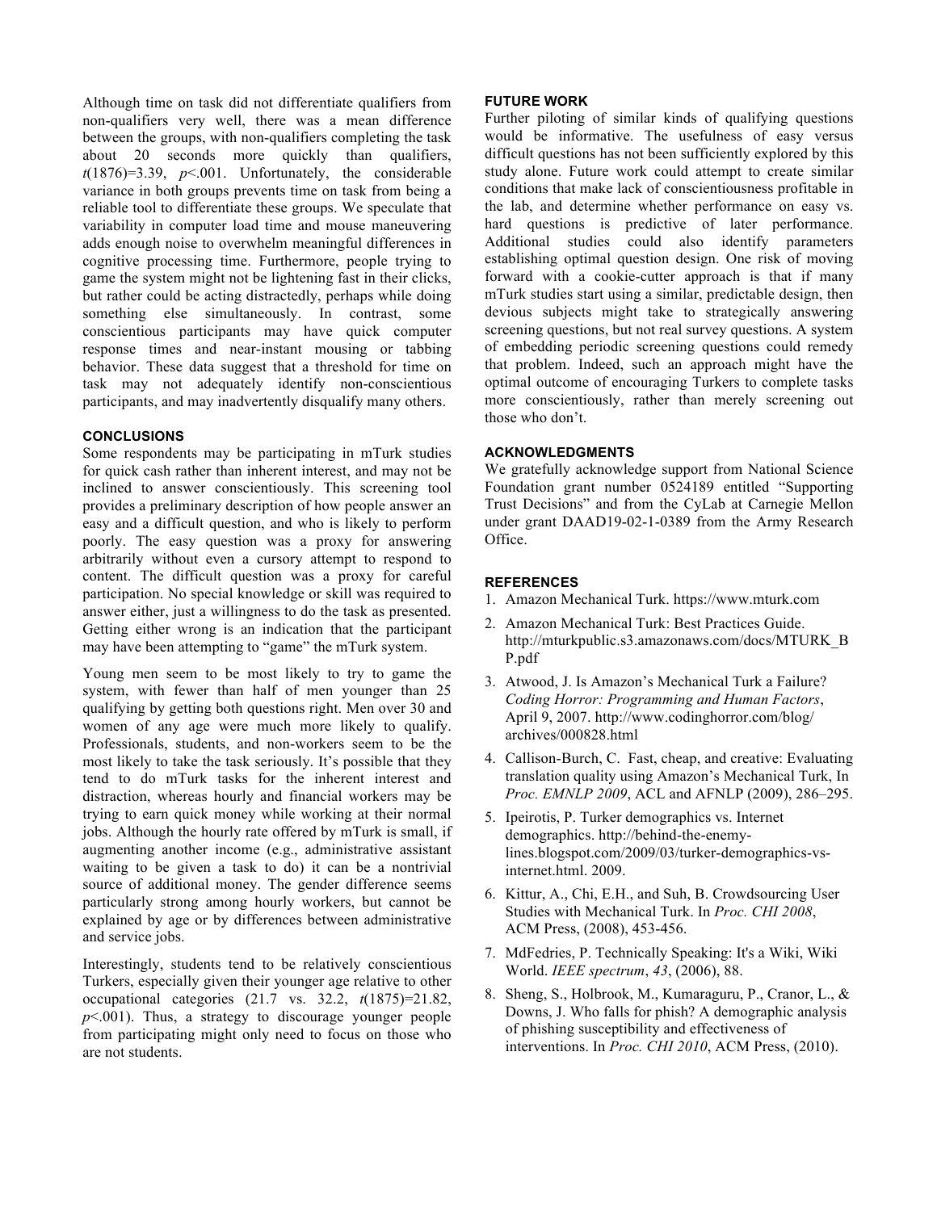Although time on task did not differentiate qualifiers from non-qualifiers very well, there was a mean difference between the groups, with non-qualifiers completing the task about 20 seconds more quickly than qualifiers, $t(1876)=3.39$, $p<.001$. Unfortunately, the considerable variance in both groups prevents time on task from being a reliable tool to differentiate these groups. We speculate that variability in computer load time and mouse maneuvering adds enough noise to overwhelm meaningful differences in cognitive processing time. Furthermore, people trying to game the system might not be lightening fast in their clicks, but rather could be acting distractedly, perhaps while doing something else simultaneously. In contrast, some conscientious participants may have quick computer response times and near-instant mousing or tabbing behavior. These data suggest that a threshold for time on task may not adequately identify non-conscientious participants, and may inadvertently disqualify many others.

## CONCLUSIONS

Some respondents may be participating in mTurk studies for quick cash rather than inherent interest, and may not be inclined to answer conscientiously. This screening tool provides a preliminary description of how people answer an easy and a difficult question, and who is likely to perform poorly. The easy question was a proxy for answering arbitrarily without even a cursory attempt to respond to content. The difficult question was a proxy for careful participation. No special knowledge or skill was required to answer either, just a willingness to do the task as presented. Getting either wrong is an indication that the participant may have been attempting to "game" the mTurk system.

Young men seem to be most likely to try to game the system, with fewer than half of men younger than 25 qualifying by getting both questions right. Men over 30 and women of any age were much more likely to qualify. Professionals, students, and non-workers seem to be the most likely to take the task seriously. It's possible that they tend to do mTurk tasks for the inherent interest and distraction, whereas hourly and financial workers may be trying to earn quick money while working at their normal jobs. Although the hourly rate offered by mTurk is small, if augmenting another income (e.g., administrative assistant waiting to be given a task to do) it can be a nontrivial source of additional money. The gender difference seems particularly strong among hourly workers, but cannot be explained by age or by differences between administrative and service jobs.

Interestingly, students tend to be relatively conscientious Turkers, especially given their younger age relative to other occupational categories (21.7 vs. 32.2, $t(1875)=21.82$, $p<.001$). Thus, a strategy to discourage younger people from participating might only need to focus on those who are not students.

## FUTURE WORK

Further piloting of similar kinds of qualifying questions would be informative. The usefulness of easy versus difficult questions has not been sufficiently explored by this study alone. Future work could attempt to create similar conditions that make lack of conscientiousness profitable in the lab, and determine whether performance on easy vs. hard questions is predictive of later performance. Additional studies could also identify parameters establishing optimal question design. One risk of moving forward with a cookie-cutter approach is that if many mTurk studies start using a similar, predictable design, then devious subjects might take to strategically answering screening questions, but not real survey questions. A system of embedding periodic screening questions could remedy that problem. Indeed, such an approach might have the optimal outcome of encouraging Turkers to complete tasks more conscientiously, rather than merely screening out those who don't.

## ACKNOWLEDGMENTS

We gratefully acknowledge support from National Science Foundation grant number 0524189 entitled "Supporting Trust Decisions" and from the CyLab at Carnegie Mellon under grant DAAD19-02-1-0389 from the Army Research Office.

## REFERENCES

1. Amazon Mechanical Turk. https://www.mturk.com
2. Amazon Mechanical Turk: Best Practices Guide. http://mturkpublic.s3.amazonaws.com/docs/MTURK_BP.pdf
3. Atwood, J. Is Amazon's Mechanical Turk a Failure? *Coding Horror: Programming and Human Factors*, April 9, 2007. http://www.codinghorror.com/blog/archives/000828.html
4. Callison-Burch, C. Fast, cheap, and creative: Evaluating translation quality using Amazon's Mechanical Turk, In *Proc. EMNLP 2009*, ACL and AFNLP (2009), 286–295.
5. Ipeirotis, P. Turker demographics vs. Internet demographics. http://behind-the-enemy-lines.blogspot.com/2009/03/turker-demographics-vs-internet.html. 2009.
6. Kittur, A., Chi, E.H., and Suh, B. Crowdsourcing User Studies with Mechanical Turk. In *Proc. CHI 2008*, ACM Press, (2008), 453-456.
7. MdFedries, P. Technically Speaking: It's a Wiki, Wiki World. *IEEE spectrum*, *43*, (2006), 88.
8. Sheng, S., Holbrook, M., Kumaraguru, P., Cranor, L., & Downs, J. Who falls for phish? A demographic analysis of phishing susceptibility and effectiveness of interventions. In *Proc. CHI 2010*, ACM Press, (2010).